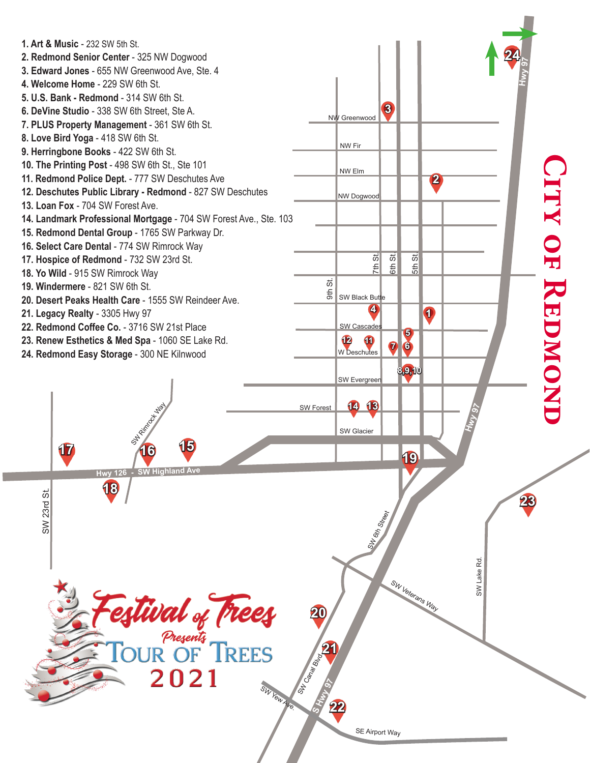# Festival of Trees Presents Tour of Trees 2021

## City of Redmond

1. **Art & Music** - 232 SW 5th St.
2. **Redmond Senior Center** - 325 NW Dogwood
3. **Edward Jones** - 655 NW Greenwood Ave, Ste. 4
4. **Welcome Home** - 229 SW 6th St.
5. **U.S. Bank - Redmond** - 314 SW 6th St.
6. **DeVine Studio** - 338 SW 6th Street, Ste A.
7. **PLUS Property Management** - 361 SW 6th St.
8. **Love Bird Yoga** - 418 SW 6th St.
9. **Herringbone Books** - 422 SW 6th St.
10. **The Printing Post** - 498 SW 6th St., Ste 101
11. **Redmond Police Dept.** - 777 SW Deschutes Ave
12. **Deschutes Public Library - Redmond** - 827 SW Deschutes
13. **Loan Fox** - 704 SW Forest Ave.
14. **Landmark Professional Mortgage** - 704 SW Forest Ave., Ste. 103
15. **Redmond Dental Group** - 1765 SW Parkway Dr.
16. **Select Care Dental** - 774 SW Rimrock Way
17. **Hospice of Redmond** - 732 SW 23rd St.
18. **Yo Wild** - 915 SW Rimrock Way
19. **Windermere** - 821 SW 6th St.
20. **Desert Peaks Health Care** - 1555 SW Reindeer Ave.
21. **Legacy Realty** - 3305 Hwy 97
22. **Redmond Coffee Co.** - 3716 SW 21st Place
23. **Renew Esthetics & Med Spa** - 1060 SE Lake Rd.
24. **Redmond Easy Storage** - 300 NE Kilnwood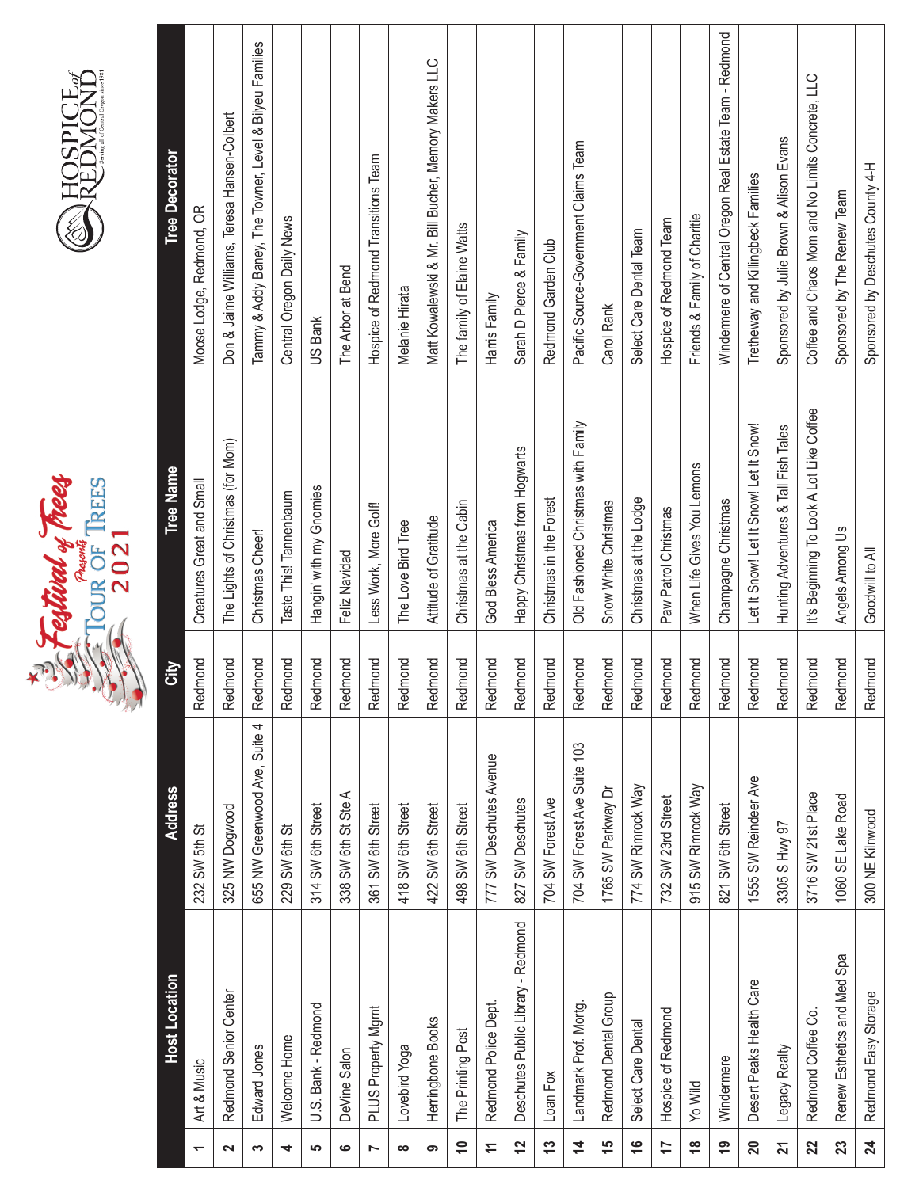# Festival of Trees Presents Tour of Trees 2021

HOSPICE of REDMOND — Serving all of Central Oregon since 1981

| | Host Location | Address | City | Tree Name | Tree Decorator |
|---|---|---|---|---|---|
| 1 | Art & Music | 232 SW 5th St | Redmond | Creatures Great and Small | Moose Lodge, Redmond, OR |
| 2 | Redmond Senior Center | 325 NW Dogwood | Redmond | The Lights of Christmas (for Mom) | Don & Jaime Williams, Teresa Hansen-Colbert |
| 3 | Edward Jones | 655 NW Greenwood Ave, Suite 4 | Redmond | Christmas Cheer! | Tammy & Addy Baney, The Towner, Level & Bilyeu Families |
| 4 | Welcome Home | 229 SW 6th St | Redmond | Taste This! Tannenbaum | Central Oregon Daily News |
| 5 | U.S. Bank - Redmond | 314 SW 6th Street | Redmond | Hangin' with my Gnomies | US Bank |
| 6 | DeVine Salon | 338 SW 6th St Ste A | Redmond | Feliz Navidad | The Arbor at Bend |
| 7 | PLUS Property Mgmt | 361 SW 6th Street | Redmond | Less Work, More Golf! | Hospice of Redmond Transitions Team |
| 8 | Lovebird Yoga | 418 SW 6th Street | Redmond | The Love Bird Tree | Melanie Hirata |
| 9 | Herringbone Books | 422 SW 6th Street | Redmond | Attitude of Gratitude | Matt Kowalewski & Mr. Bill Bucher, Memory Makers LLC |
| 10 | The Printing Post | 498 SW 6th Street | Redmond | Christmas at the Cabin | The family of Elaine Watts |
| 11 | Redmond Police Dept. | 777 SW Deschutes Avenue | Redmond | God Bless America | Harris Family |
| 12 | Deschutes Public Library - Redmond | 827 SW Deschutes | Redmond | Happy Christmas from Hogwarts | Sarah D Pierce & Family |
| 13 | Loan Fox | 704 SW Forest Ave | Redmond | Christmas in the Forest | Redmond Garden Club |
| 14 | Landmark Prof. Mortg. | 704 SW Forest Ave Suite 103 | Redmond | Old Fashioned Christmas with Family | Pacific Source-Government Claims Team |
| 15 | Redmond Dental Group | 1765 SW Parkway Dr | Redmond | Snow White Christmas | Carol Rank |
| 16 | Select Care Dental | 774 SW Rimrock Way | Redmond | Christmas at the Lodge | Select Care Dental Team |
| 17 | Hospice of Redmond | 732 SW 23rd Street | Redmond | Paw Patrol Christmas | Hospice of Redmond Team |
| 18 | Yo Wild | 915 SW Rimrock Way | Redmond | When Life Gives You Lemons | Friends & Family of Charitie |
| 19 | Windermere | 821 SW 6th Street | Redmond | Champagne Christmas | Windermere of Central Oregon Real Estate Team - Redmond |
| 20 | Desert Peaks Health Care | 1555 SW Reindeer Ave | Redmond | Let It Snow! Let It Snow! Let It Snow! | Tretheway and Killingbeck Families |
| 21 | Legacy Realty | 3305 S Hwy 97 | Redmond | Hunting Adventures & Tall Fish Tales | Sponsored by Julie Brown & Alison Evans |
| 22 | Redmond Coffee Co. | 3716 SW 21st Place | Redmond | It's Beginning To Look A Lot Like Coffee | Coffee and Chaos Mom and No Limits Concrete, LLC |
| 23 | Renew Esthetics and Med Spa | 1060 SE Lake Road | Redmond | Angels Among Us | Sponsored by The Renew Team |
| 24 | Redmond Easy Storage | 300 NE Kilnwood | Redmond | Goodwill to All | Sponsored by Deschutes County 4-H |